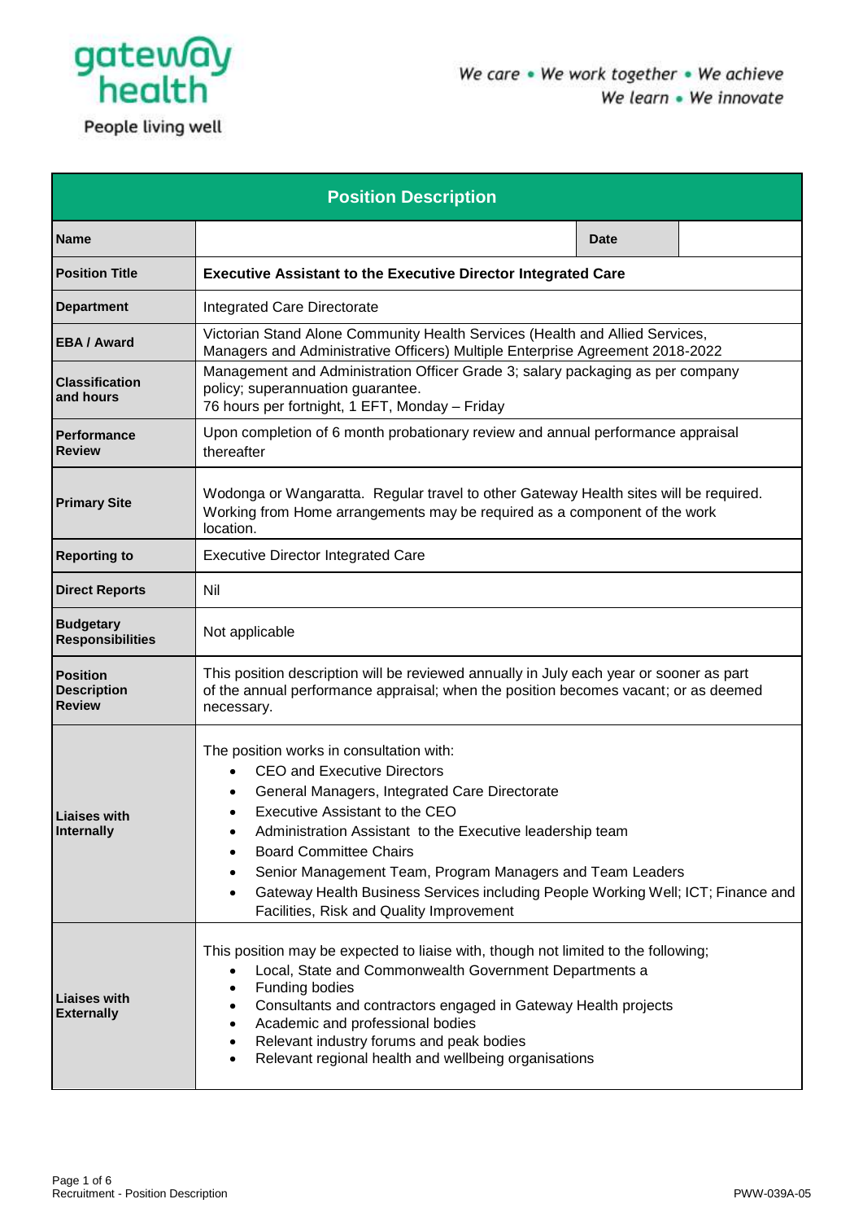gateway health

People living well

*We care • We work together • We achieve*
*We learn • We innovate*

| Position Description | | | |
|---|---|---|---|
| **Name** | | **Date** | |
| **Position Title** | **Executive Assistant to the Executive Director Integrated Care** | | |
| **Department** | Integrated Care Directorate | | |
| **EBA / Award** | Victorian Stand Alone Community Health Services (Health and Allied Services, Managers and Administrative Officers) Multiple Enterprise Agreement 2018-2022 | | |
| **Classification and hours** | Management and Administration Officer Grade 3; salary packaging as per company policy; superannuation guarantee.<br>76 hours per fortnight, 1 EFT, Monday – Friday | | |
| **Performance Review** | Upon completion of 6 month probationary review and annual performance appraisal thereafter | | |
| **Primary Site** | Wodonga or Wangaratta. Regular travel to other Gateway Health sites will be required. Working from Home arrangements may be required as a component of the work location. | | |
| **Reporting to** | Executive Director Integrated Care | | |
| **Direct Reports** | Nil | | |
| **Budgetary Responsibilities** | Not applicable | | |
| **Position Description Review** | This position description will be reviewed annually in July each year or sooner as part of the annual performance appraisal; when the position becomes vacant; or as deemed necessary. | | |
| **Liaises with Internally** | The position works in consultation with:<br>• CEO and Executive Directors<br>• General Managers, Integrated Care Directorate<br>• Executive Assistant to the CEO<br>• Administration Assistant to the Executive leadership team<br>• Board Committee Chairs<br>• Senior Management Team, Program Managers and Team Leaders<br>• Gateway Health Business Services including People Working Well; ICT; Finance and Facilities, Risk and Quality Improvement | | |
| **Liaises with Externally** | This position may be expected to liaise with, though not limited to the following;<br>• Local, State and Commonwealth Government Departments a<br>• Funding bodies<br>• Consultants and contractors engaged in Gateway Health projects<br>• Academic and professional bodies<br>• Relevant industry forums and peak bodies<br>• Relevant regional health and wellbeing organisations | | |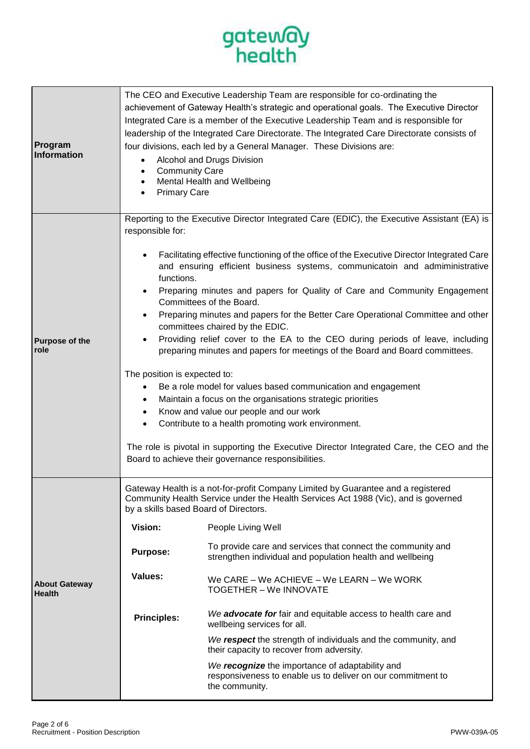gateway health

| | |
|---|---|
| **Program Information** | The CEO and Executive Leadership Team are responsible for co-ordinating the achievement of Gateway Health's strategic and operational goals. The Executive Director Integrated Care is a member of the Executive Leadership Team and is responsible for leadership of the Integrated Care Directorate. The Integrated Care Directorate consists of four divisions, each led by a General Manager. These Divisions are:<br>• Alcohol and Drugs Division<br>• Community Care<br>• Mental Health and Wellbeing<br>• Primary Care |
| **Purpose of the role** | Reporting to the Executive Director Integrated Care (EDIC), the Executive Assistant (EA) is responsible for:<br>• Facilitating effective functioning of the office of the Executive Director Integrated Care and ensuring efficient business systems, communicatoin and admiministrative functions.<br>• Preparing minutes and papers for Quality of Care and Community Engagement Committees of the Board.<br>• Preparing minutes and papers for the Better Care Operational Committee and other committees chaired by the EDIC.<br>• Providing relief cover to the EA to the CEO during periods of leave, including preparing minutes and papers for meetings of the Board and Board committees.<br><br>The position is expected to:<br>• Be a role model for values based communication and engagement<br>• Maintain a focus on the organisations strategic priorities<br>• Know and value our people and our work<br>• Contribute to a health promoting work environment.<br><br>The role is pivotal in supporting the Executive Director Integrated Care, the CEO and the Board to achieve their governance responsibilities. |
| **About Gateway Health** | Gateway Health is a not-for-profit Company Limited by Guarantee and a registered Community Health Service under the Health Services Act 1988 (Vic), and is governed by a skills based Board of Directors.<br><br>**Vision:** People Living Well<br><br>**Purpose:** To provide care and services that connect the community and strengthen individual and population health and wellbeing<br><br>**Values:** We CARE – We ACHIEVE – We LEARN – We WORK TOGETHER – We INNOVATE<br><br>**Principles:**<br>*We **advocate for*** fair and equitable access to health care and wellbeing services for all.<br>*We **respect*** the strength of individuals and the community, and their capacity to recover from adversity.<br>*We **recognize*** the importance of adaptability and responsiveness to enable us to deliver on our commitment to the community. |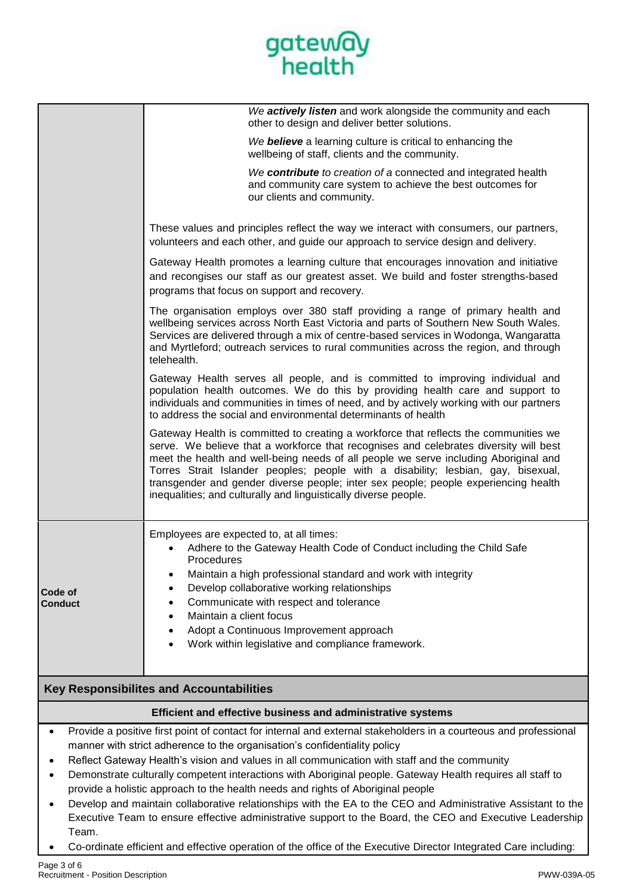| | |
|---|---|
| | *We **actively listen** and work alongside the community and each other to design and deliver better solutions.*<br><br>*We **believe** a learning culture is critical to enhancing the wellbeing of staff, clients and the community.*<br><br>*We **contribute** to creation of a* connected and integrated health and community care system to achieve the best outcomes for our clients and community.<br><br>These values and principles reflect the way we interact with consumers, our partners, volunteers and each other, and guide our approach to service design and delivery.<br><br>Gateway Health promotes a learning culture that encourages innovation and initiative and recongises our staff as our greatest asset. We build and foster strengths-based programs that focus on support and recovery.<br><br>The organisation employs over 380 staff providing a range of primary health and wellbeing services across North East Victoria and parts of Southern New South Wales. Services are delivered through a mix of centre-based services in Wodonga, Wangaratta and Myrtleford; outreach services to rural communities across the region, and through telehealth.<br><br>Gateway Health serves all people, and is committed to improving individual and population health outcomes. We do this by providing health care and support to individuals and communities in times of need, and by actively working with our partners to address the social and environmental determinants of health<br><br>Gateway Health is committed to creating a workforce that reflects the communities we serve. We believe that a workforce that recognises and celebrates diversity will best meet the health and well-being needs of all people we serve including Aboriginal and Torres Strait Islander peoples; people with a disability; lesbian, gay, bisexual, transgender and gender diverse people; inter sex people; people experiencing health inequalities; and culturally and linguistically diverse people. |
| **Code of Conduct** | Employees are expected to, at all times:<br>• Adhere to the Gateway Health Code of Conduct including the Child Safe Procedures<br>• Maintain a high professional standard and work with integrity<br>• Develop collaborative working relationships<br>• Communicate with respect and tolerance<br>• Maintain a client focus<br>• Adopt a Continuous Improvement approach<br>• Work within legislative and compliance framework. |

## Key Responsibilites and Accountabilities

### Efficient and effective business and administrative systems

- Provide a positive first point of contact for internal and external stakeholders in a courteous and professional manner with strict adherence to the organisation's confidentiality policy
- Reflect Gateway Health's vision and values in all communication with staff and the community
- Demonstrate culturally competent interactions with Aboriginal people. Gateway Health requires all staff to provide a holistic approach to the health needs and rights of Aboriginal people
- Develop and maintain collaborative relationships with the EA to the CEO and Administrative Assistant to the Executive Team to ensure effective administrative support to the Board, the CEO and Executive Leadership Team.
- Co-ordinate efficient and effective operation of the office of the Executive Director Integrated Care including: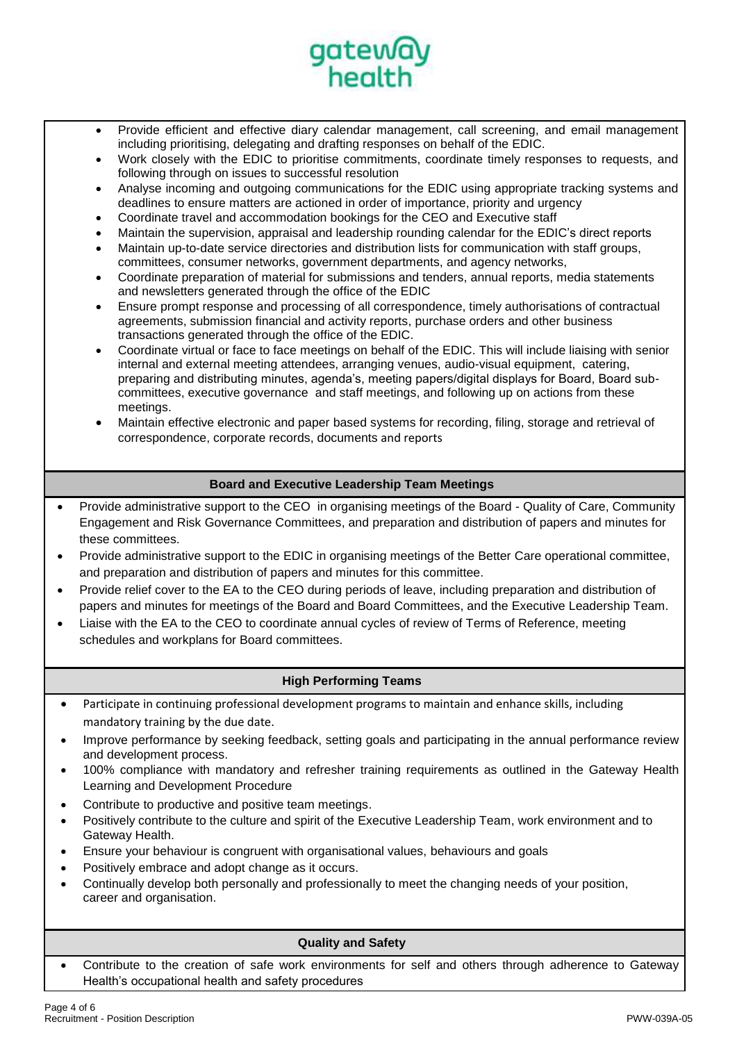- Provide efficient and effective diary calendar management, call screening, and email management including prioritising, delegating and drafting responses on behalf of the EDIC.
- Work closely with the EDIC to prioritise commitments, coordinate timely responses to requests, and following through on issues to successful resolution
- Analyse incoming and outgoing communications for the EDIC using appropriate tracking systems and deadlines to ensure matters are actioned in order of importance, priority and urgency
- Coordinate travel and accommodation bookings for the CEO and Executive staff
- Maintain the supervision, appraisal and leadership rounding calendar for the EDIC's direct reports
- Maintain up-to-date service directories and distribution lists for communication with staff groups, committees, consumer networks, government departments, and agency networks,
- Coordinate preparation of material for submissions and tenders, annual reports, media statements and newsletters generated through the office of the EDIC
- Ensure prompt response and processing of all correspondence, timely authorisations of contractual agreements, submission financial and activity reports, purchase orders and other business transactions generated through the office of the EDIC.
- Coordinate virtual or face to face meetings on behalf of the EDIC. This will include liaising with senior internal and external meeting attendees, arranging venues, audio-visual equipment, catering, preparing and distributing minutes, agenda's, meeting papers/digital displays for Board, Board sub-committees, executive governance and staff meetings, and following up on actions from these meetings.
- Maintain effective electronic and paper based systems for recording, filing, storage and retrieval of correspondence, corporate records, documents and reports

## Board and Executive Leadership Team Meetings

- Provide administrative support to the CEO in organising meetings of the Board - Quality of Care, Community Engagement and Risk Governance Committees, and preparation and distribution of papers and minutes for these committees.
- Provide administrative support to the EDIC in organising meetings of the Better Care operational committee, and preparation and distribution of papers and minutes for this committee.
- Provide relief cover to the EA to the CEO during periods of leave, including preparation and distribution of papers and minutes for meetings of the Board and Board Committees, and the Executive Leadership Team.
- Liaise with the EA to the CEO to coordinate annual cycles of review of Terms of Reference, meeting schedules and workplans for Board committees.

## High Performing Teams

- Participate in continuing professional development programs to maintain and enhance skills, including mandatory training by the due date.
- Improve performance by seeking feedback, setting goals and participating in the annual performance review and development process.
- 100% compliance with mandatory and refresher training requirements as outlined in the Gateway Health Learning and Development Procedure
- Contribute to productive and positive team meetings.
- Positively contribute to the culture and spirit of the Executive Leadership Team, work environment and to Gateway Health.
- Ensure your behaviour is congruent with organisational values, behaviours and goals
- Positively embrace and adopt change as it occurs.
- Continually develop both personally and professionally to meet the changing needs of your position, career and organisation.

## Quality and Safety

- Contribute to the creation of safe work environments for self and others through adherence to Gateway Health's occupational health and safety procedures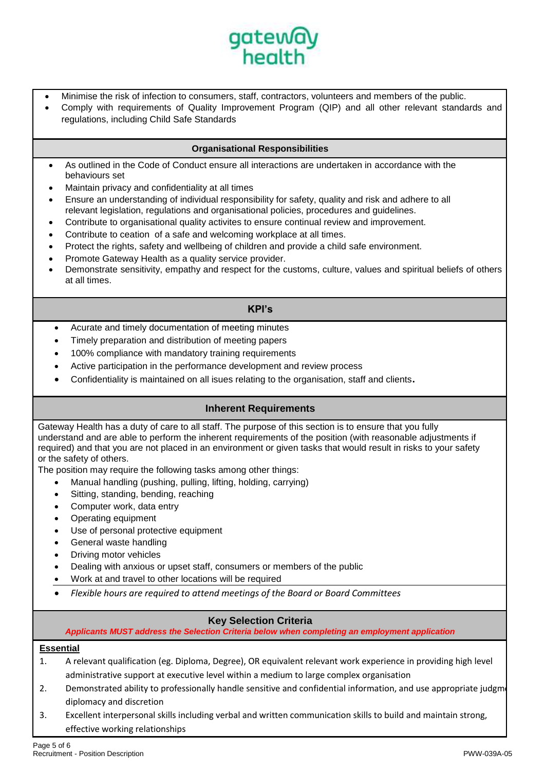- Minimise the risk of infection to consumers, staff, contractors, volunteers and members of the public.
- Comply with requirements of Quality Improvement Program (QIP) and all other relevant standards and regulations, including Child Safe Standards

## Organisational Responsibilities

- As outlined in the Code of Conduct ensure all interactions are undertaken in accordance with the behaviours set
- Maintain privacy and confidentiality at all times
- Ensure an understanding of individual responsibility for safety, quality and risk and adhere to all relevant legislation, regulations and organisational policies, procedures and guidelines.
- Contribute to organisational quality activites to ensure continual review and improvement.
- Contribute to ceation of a safe and welcoming workplace at all times.
- Protect the rights, safety and wellbeing of children and provide a child safe environment.
- Promote Gateway Health as a quality service provider.
- Demonstrate sensitivity, empathy and respect for the customs, culture, values and spiritual beliefs of others at all times.

## KPI's

- Acurate and timely documentation of meeting minutes
- Timely preparation and distribution of meeting papers
- 100% compliance with mandatory training requirements
- Active participation in the performance development and review process
- Confidentiality is maintained on all isues relating to the organisation, staff and clients.

## Inherent Requirements

Gateway Health has a duty of care to all staff. The purpose of this section is to ensure that you fully understand and are able to perform the inherent requirements of the position (with reasonable adjustments if required) and that you are not placed in an environment or given tasks that would result in risks to your safety or the safety of others.

The position may require the following tasks among other things:

- Manual handling (pushing, pulling, lifting, holding, carrying)
- Sitting, standing, bending, reaching
- Computer work, data entry
- Operating equipment
- Use of personal protective equipment
- General waste handling
- Driving motor vehicles
- Dealing with anxious or upset staff, consumers or members of the public
- Work at and travel to other locations will be required
- *Flexible hours are required to attend meetings of the Board or Board Committees*

## Key Selection Criteria

***Applicants MUST address the Selection Criteria below when completing an employment application***

**Essential**

1. A relevant qualification (eg. Diploma, Degree), OR equivalent relevant work experience in providing high level administrative support at executive level within a medium to large complex organisation
2. Demonstrated ability to professionally handle sensitive and confidential information, and use appropriate judgm diplomacy and discretion
3. Excellent interpersonal skills including verbal and written communication skills to build and maintain strong, effective working relationships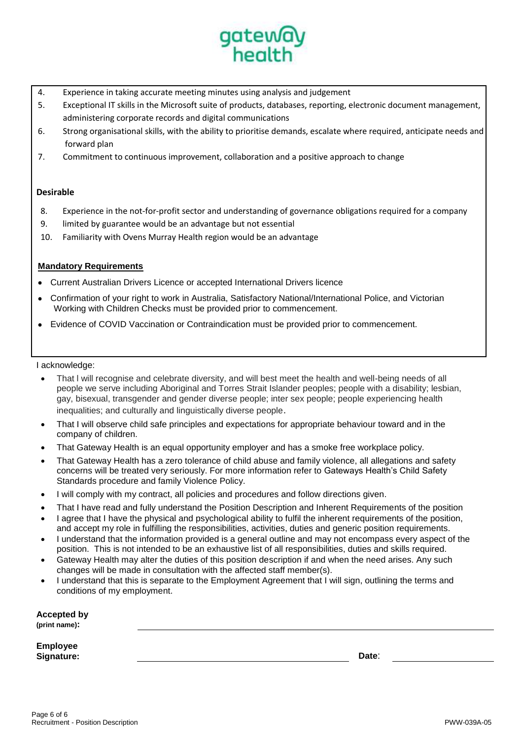4. Experience in taking accurate meeting minutes using analysis and judgement
5. Exceptional IT skills in the Microsoft suite of products, databases, reporting, electronic document management, administering corporate records and digital communications
6. Strong organisational skills, with the ability to prioritise demands, escalate where required, anticipate needs and forward plan
7. Commitment to continuous improvement, collaboration and a positive approach to change

**Desirable**

8. Experience in the not-for-profit sector and understanding of governance obligations required for a company
9. limited by guarantee would be an advantage but not essential
10. Familiarity with Ovens Murray Health region would be an advantage

**Mandatory Requirements**

- Current Australian Drivers Licence or accepted International Drivers licence
- Confirmation of your right to work in Australia, Satisfactory National/International Police, and Victorian Working with Children Checks must be provided prior to commencement.
- Evidence of COVID Vaccination or Contraindication must be provided prior to commencement.

I acknowledge:

- That l will recognise and celebrate diversity, and will best meet the health and well-being needs of all people we serve including Aboriginal and Torres Strait Islander peoples; people with a disability; lesbian, gay, bisexual, transgender and gender diverse people; inter sex people; people experiencing health inequalities; and culturally and linguistically diverse people.
- That I will observe child safe principles and expectations for appropriate behaviour toward and in the company of children.
- That Gateway Health is an equal opportunity employer and has a smoke free workplace policy.
- That Gateway Health has a zero tolerance of child abuse and family violence, all allegations and safety concerns will be treated very seriously. For more information refer to Gateways Health's Child Safety Standards procedure and family Violence Policy.
- I will comply with my contract, all policies and procedures and follow directions given.
- That I have read and fully understand the Position Description and Inherent Requirements of the position
- I agree that I have the physical and psychological ability to fulfil the inherent requirements of the position, and accept my role in fulfilling the responsibilities, activities, duties and generic position requirements.
- I understand that the information provided is a general outline and may not encompass every aspect of the position. This is not intended to be an exhaustive list of all responsibilities, duties and skills required.
- Gateway Health may alter the duties of this position description if and when the need arises. Any such changes will be made in consultation with the affected staff member(s).
- I understand that this is separate to the Employment Agreement that I will sign, outlining the terms and conditions of my employment.

**Accepted by (print name):** ______________________________

**Employee Signature:** ______________________________ **Date**: ______________

Recruitment - Position Description PWW-039A-05